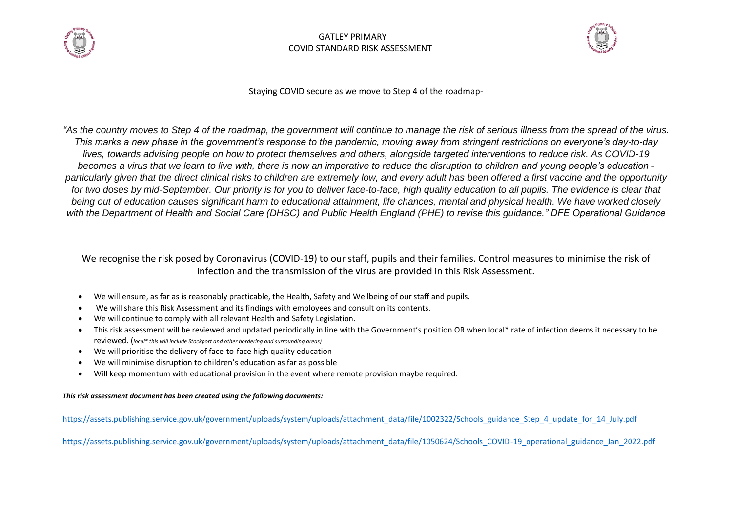# GATLEY PRIMARY
## COVID STANDARD RISK ASSESSMENT

Staying COVID secure as we move to Step 4 of the roadmap-

*"As the country moves to Step 4 of the roadmap, the government will continue to manage the risk of serious illness from the spread of the virus. This marks a new phase in the government's response to the pandemic, moving away from stringent restrictions on everyone's day-to-day lives, towards advising people on how to protect themselves and others, alongside targeted interventions to reduce risk. As COVID-19 becomes a virus that we learn to live with, there is now an imperative to reduce the disruption to children and young people's education - particularly given that the direct clinical risks to children are extremely low, and every adult has been offered a first vaccine and the opportunity for two doses by mid-September. Our priority is for you to deliver face-to-face, high quality education to all pupils. The evidence is clear that being out of education causes significant harm to educational attainment, life chances, mental and physical health. We have worked closely with the Department of Health and Social Care (DHSC) and Public Health England (PHE) to revise this guidance." DFE Operational Guidance*

We recognise the risk posed by Coronavirus (COVID-19) to our staff, pupils and their families. Control measures to minimise the risk of infection and the transmission of the virus are provided in this Risk Assessment.

- We will ensure, as far as is reasonably practicable, the Health, Safety and Wellbeing of our staff and pupils.
- We will share this Risk Assessment and its findings with employees and consult on its contents.
- We will continue to comply with all relevant Health and Safety Legislation.
- This risk assessment will be reviewed and updated periodically in line with the Government's position OR when local* rate of infection deems it necessary to be reviewed. (*local* this will include Stockport and other bordering and surrounding areas)*
- We will prioritise the delivery of face-to-face high quality education
- We will minimise disruption to children's education as far as possible
- Will keep momentum with educational provision in the event where remote provision maybe required.

***This risk assessment document has been created using the following documents:***

https://assets.publishing.service.gov.uk/government/uploads/system/uploads/attachment_data/file/1002322/Schools_guidance_Step_4_update_for_14_July.pdf

https://assets.publishing.service.gov.uk/government/uploads/system/uploads/attachment_data/file/1050624/Schools_COVID-19_operational_guidance_Jan_2022.pdf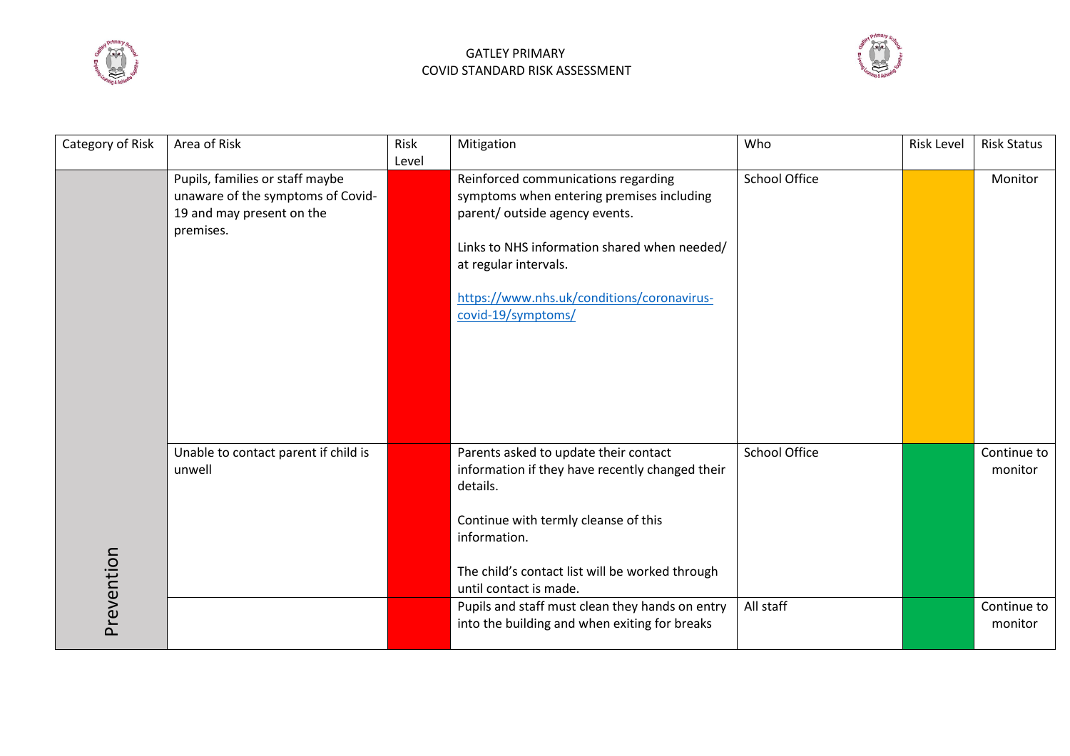GATLEY PRIMARY
COVID STANDARD RISK ASSESSMENT

| Category of Risk | Area of Risk | Risk Level | Mitigation | Who | Risk Level | Risk Status |
|---|---|---|---|---|---|---|
| Prevention | Pupils, families or staff maybe unaware of the symptoms of Covid-19 and may present on the premises. | | Reinforced communications regarding symptoms when entering premises including parent/ outside agency events.<br><br>Links to NHS information shared when needed/ at regular intervals.<br><br>[https://www.nhs.uk/conditions/coronavirus-covid-19/symptoms/](https://www.nhs.uk/conditions/coronavirus-covid-19/symptoms/) | School Office | | Monitor |
| | Unable to contact parent if child is unwell | | Parents asked to update their contact information if they have recently changed their details.<br><br>Continue with termly cleanse of this information.<br><br>The child's contact list will be worked through until contact is made. | School Office | | Continue to monitor |
| | | | Pupils and staff must clean they hands on entry into the building and when exiting for breaks | All staff | | Continue to monitor |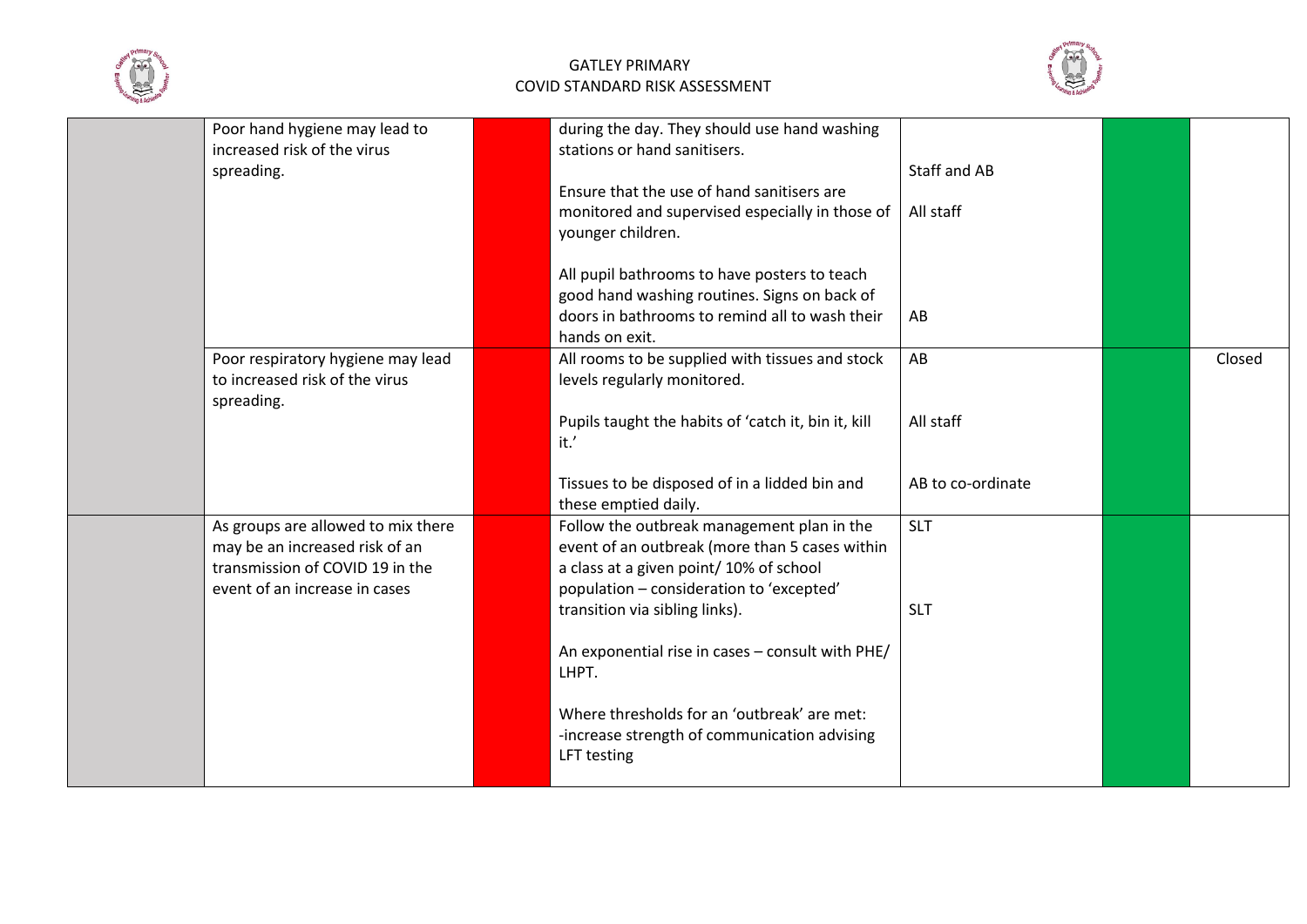| | | | | | | |
|---|---|---|---|---|---|---|
| | Poor hand hygiene may lead to increased risk of the virus spreading. | | during the day. They should use hand washing stations or hand sanitisers.<br><br>Ensure that the use of hand sanitisers are monitored and supervised especially in those of younger children.<br><br>All pupil bathrooms to have posters to teach good hand washing routines. Signs on back of doors in bathrooms to remind all to wash their hands on exit. | Staff and AB<br><br>All staff<br><br>AB | | |
| | Poor respiratory hygiene may lead to increased risk of the virus spreading. | | All rooms to be supplied with tissues and stock levels regularly monitored.<br><br>Pupils taught the habits of 'catch it, bin it, kill it.'<br><br>Tissues to be disposed of in a lidded bin and these emptied daily. | AB<br><br>All staff<br><br>AB to co-ordinate | | Closed |
| | As groups are allowed to mix there may be an increased risk of an transmission of COVID 19 in the event of an increase in cases | | Follow the outbreak management plan in the event of an outbreak (more than 5 cases within a class at a given point/ 10% of school population – consideration to 'excepted' transition via sibling links).<br><br>An exponential rise in cases – consult with PHE/ LHPT.<br><br>Where thresholds for an 'outbreak' are met:<br>-increase strength of communication advising LFT testing | SLT<br><br>SLT | | |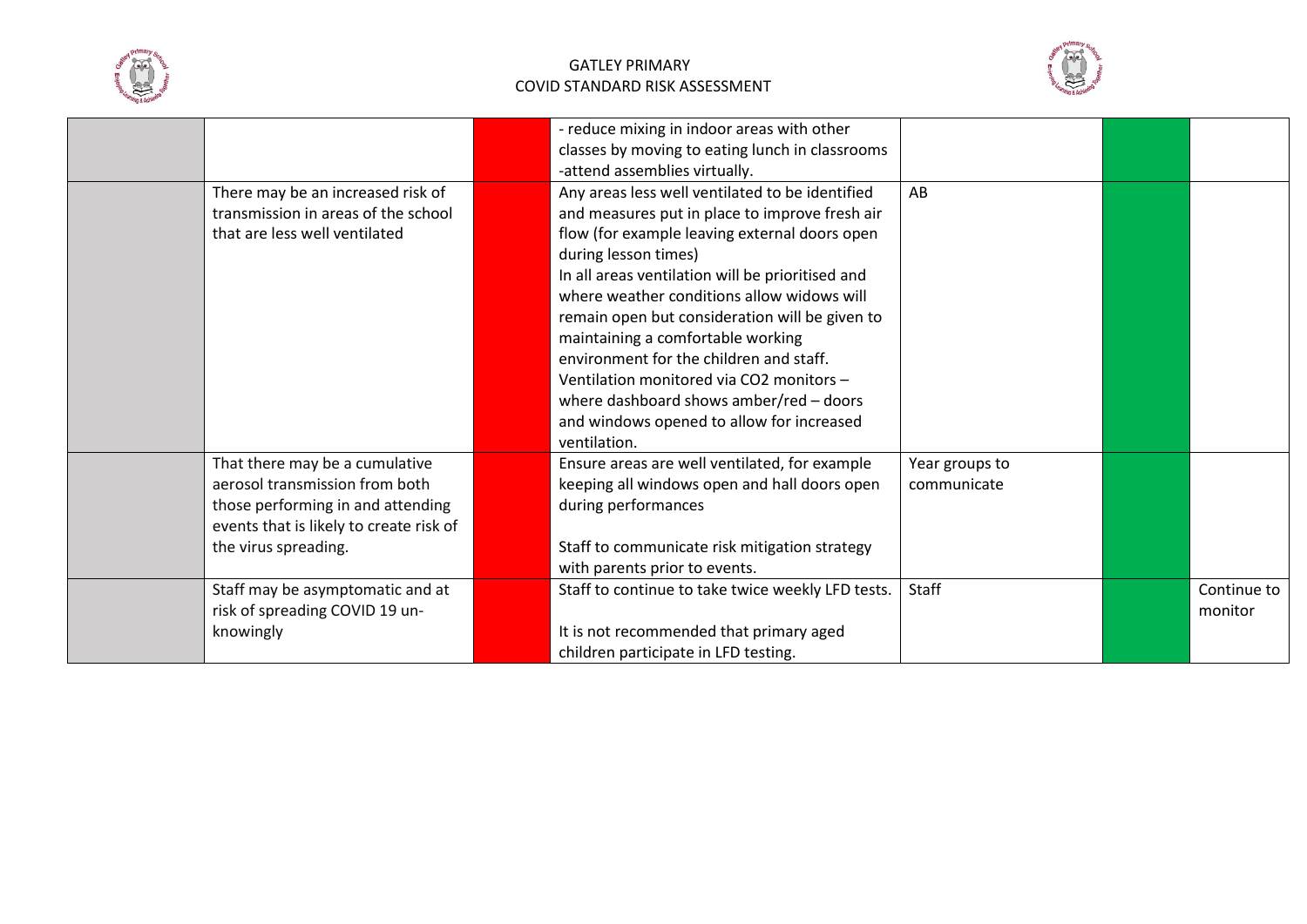| | | | | | | |
|---|---|---|---|---|---|---|
| | | | - reduce mixing in indoor areas with other classes by moving to eating lunch in classrooms<br>-attend assemblies virtually. | | | |
| | There may be an increased risk of transmission in areas of the school that are less well ventilated | | Any areas less well ventilated to be identified and measures put in place to improve fresh air flow (for example leaving external doors open during lesson times)<br>In all areas ventilation will be prioritised and where weather conditions allow widows will remain open but consideration will be given to maintaining a comfortable working environment for the children and staff.<br>Ventilation monitored via CO2 monitors – where dashboard shows amber/red – doors and windows opened to allow for increased ventilation. | AB | | |
| | That there may be a cumulative aerosol transmission from both those performing in and attending events that is likely to create risk of the virus spreading. | | Ensure areas are well ventilated, for example keeping all windows open and hall doors open during performances<br><br>Staff to communicate risk mitigation strategy with parents prior to events. | Year groups to communicate | | |
| | Staff may be asymptomatic and at risk of spreading COVID 19 un-knowingly | | Staff to continue to take twice weekly LFD tests.<br><br>It is not recommended that primary aged children participate in LFD testing. | Staff | | Continue to monitor |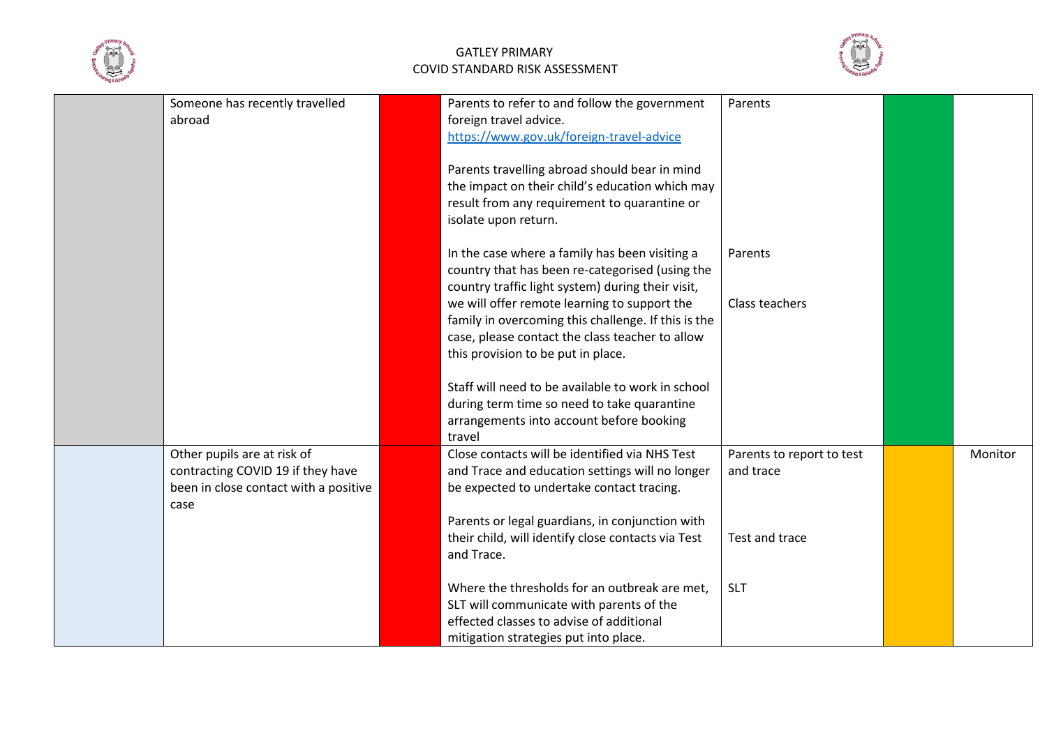| | | | | | | |
|---|---|---|---|---|---|---|
| | Someone has recently travelled abroad | | Parents to refer to and follow the government foreign travel advice. https://www.gov.uk/foreign-travel-advice<br><br>Parents travelling abroad should bear in mind the impact on their child's education which may result from any requirement to quarantine or isolate upon return.<br><br>In the case where a family has been visiting a country that has been re-categorised (using the country traffic light system) during their visit, we will offer remote learning to support the family in overcoming this challenge. If this is the case, please contact the class teacher to allow this provision to be put in place.<br><br>Staff will need to be available to work in school during term time so need to take quarantine arrangements into account before booking travel | Parents<br><br>Parents<br><br>Class teachers | | |
| | Other pupils are at risk of contracting COVID 19 if they have been in close contact with a positive case | | Close contacts will be identified via NHS Test and Trace and education settings will no longer be expected to undertake contact tracing.<br><br>Parents or legal guardians, in conjunction with their child, will identify close contacts via Test and Trace.<br><br>Where the thresholds for an outbreak are met, SLT will communicate with parents of the effected classes to advise of additional mitigation strategies put into place. | Parents to report to test and trace<br><br>Test and trace<br><br>SLT | | Monitor |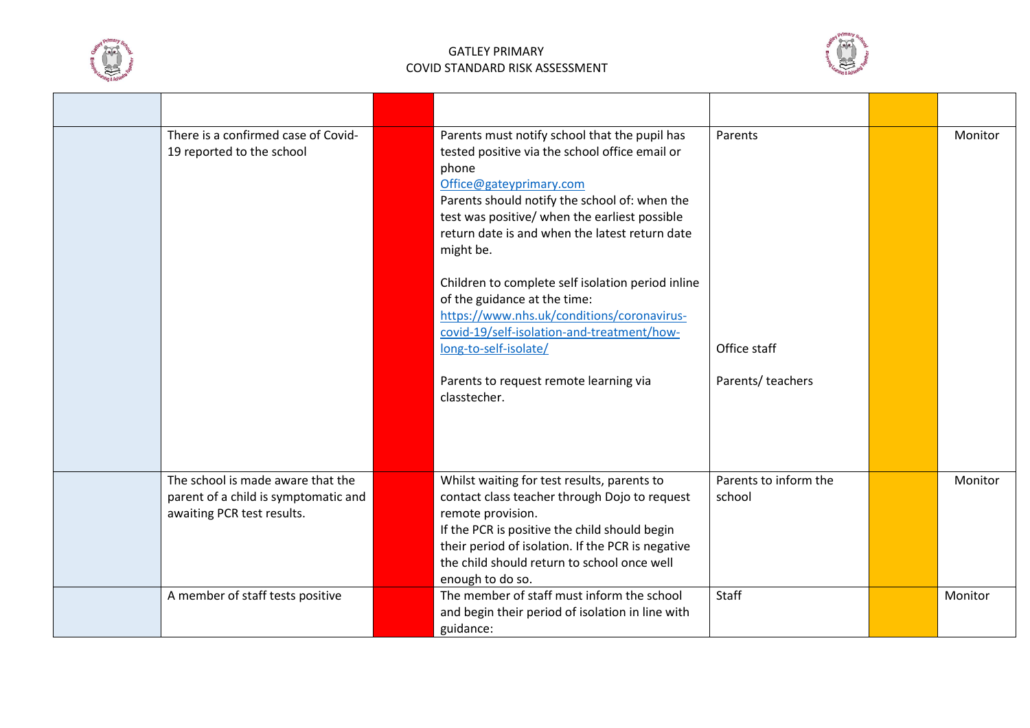| | | | | | | |
|---|---|---|---|---|---|---|
| | | | | | | |
| | There is a confirmed case of Covid-19 reported to the school | | Parents must notify school that the pupil has tested positive via the school office email or phone<br>Office@gateyprimary.com<br>Parents should notify the school of: when the test was positive/ when the earliest possible return date is and when the latest return date might be.<br><br>Children to complete self isolation period inline of the guidance at the time:<br>https://www.nhs.uk/conditions/coronavirus-covid-19/self-isolation-and-treatment/how-long-to-self-isolate/<br><br>Parents to request remote learning via classtecher. | Parents<br><br><br><br><br><br><br>Office staff<br><br>Parents/ teachers | | Monitor |
| | The school is made aware that the parent of a child is symptomatic and awaiting PCR test results. | | Whilst waiting for test results, parents to contact class teacher through Dojo to request remote provision.<br>If the PCR is positive the child should begin their period of isolation. If the PCR is negative the child should return to school once well enough to do so. | Parents to inform the school | | Monitor |
| | A member of staff tests positive | | The member of staff must inform the school and begin their period of isolation in line with guidance: | Staff | | Monitor |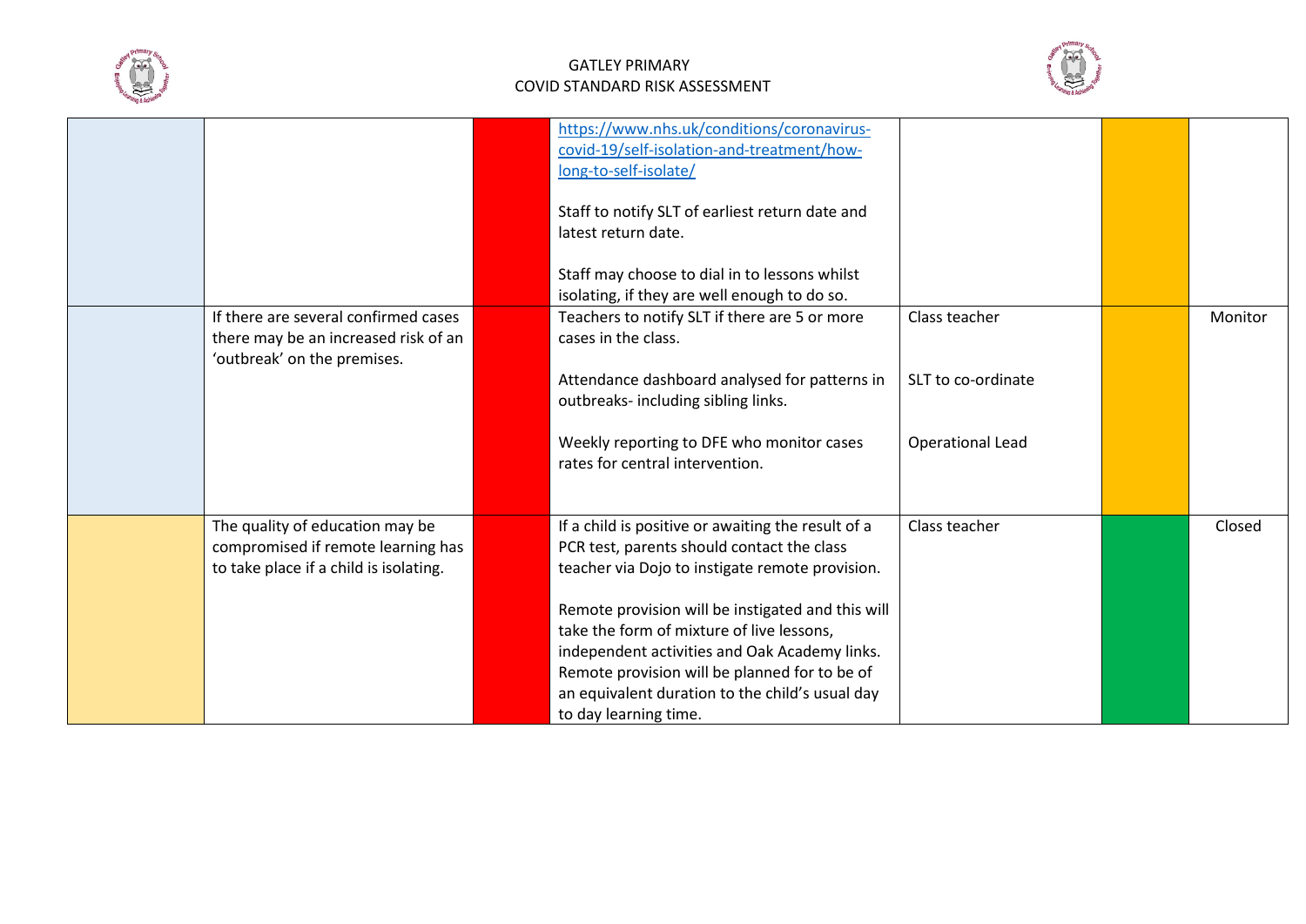| | | | | | | |
|---|---|---|---|---|---|---|
| | | | https://www.nhs.uk/conditions/coronavirus-covid-19/self-isolation-and-treatment/how-long-to-self-isolate/<br><br>Staff to notify SLT of earliest return date and latest return date.<br><br>Staff may choose to dial in to lessons whilst isolating, if they are well enough to do so. | | | |
| | If there are several confirmed cases there may be an increased risk of an 'outbreak' on the premises. | | Teachers to notify SLT if there are 5 or more cases in the class.<br><br>Attendance dashboard analysed for patterns in outbreaks- including sibling links.<br><br>Weekly reporting to DFE who monitor cases rates for central intervention. | Class teacher<br><br>SLT to co-ordinate<br><br>Operational Lead | | Monitor |
| | The quality of education may be compromised if remote learning has to take place if a child is isolating. | | If a child is positive or awaiting the result of a PCR test, parents should contact the class teacher via Dojo to instigate remote provision.<br><br>Remote provision will be instigated and this will take the form of mixture of live lessons, independent activities and Oak Academy links. Remote provision will be planned for to be of an equivalent duration to the child's usual day to day learning time. | Class teacher | | Closed |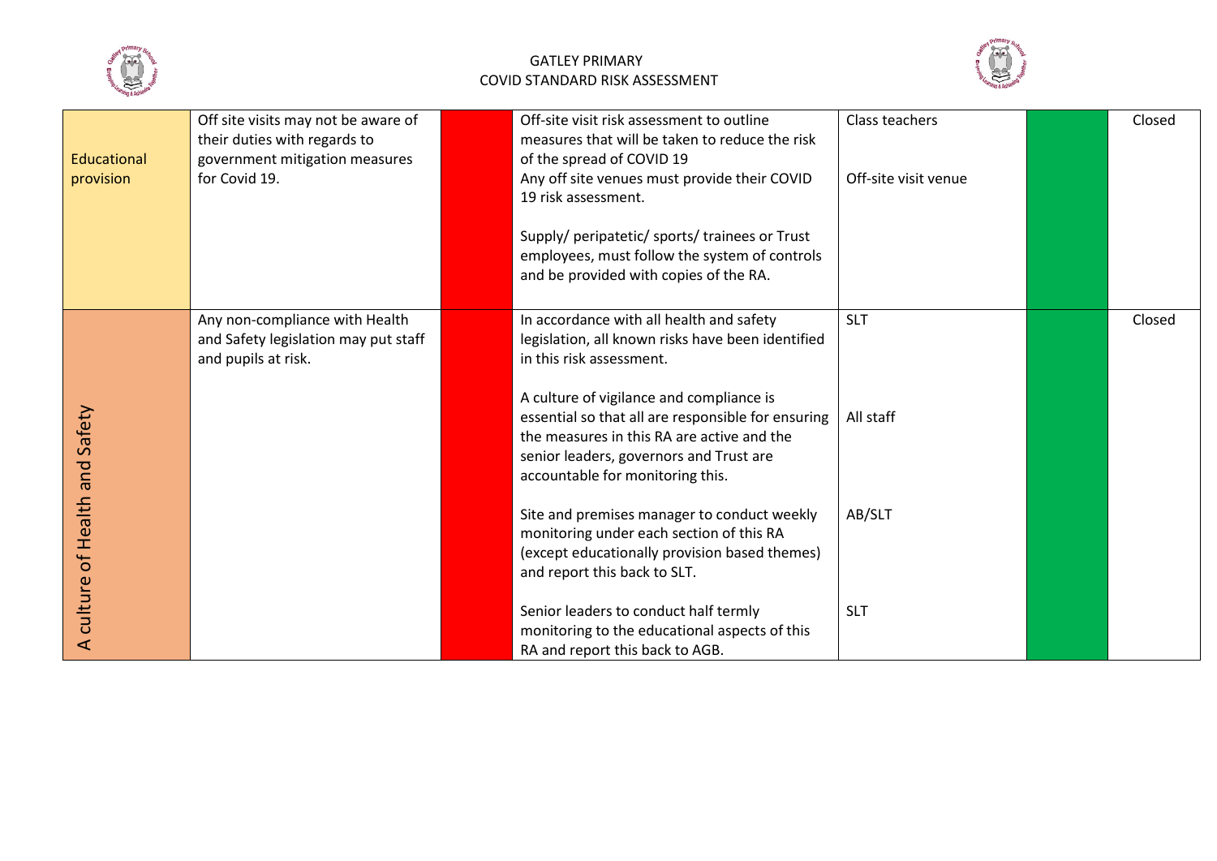| | | | | | | |
|---|---|---|---|---|---|---|
| Educational provision | Off site visits may not be aware of their duties with regards to government mitigation measures for Covid 19. | | Off-site visit risk assessment to outline measures that will be taken to reduce the risk of the spread of COVID 19<br>Any off site venues must provide their COVID 19 risk assessment.<br><br>Supply/ peripatetic/ sports/ trainees or Trust employees, must follow the system of controls and be provided with copies of the RA. | Class teachers<br><br>Off-site visit venue | | Closed |
| A culture of Health and Safety | Any non-compliance with Health and Safety legislation may put staff and pupils at risk. | | In accordance with all health and safety legislation, all known risks have been identified in this risk assessment.<br><br>A culture of vigilance and compliance is essential so that all are responsible for ensuring the measures in this RA are active and the senior leaders, governors and Trust are accountable for monitoring this.<br><br>Site and premises manager to conduct weekly monitoring under each section of this RA (except educationally provision based themes) and report this back to SLT.<br><br>Senior leaders to conduct half termly monitoring to the educational aspects of this RA and report this back to AGB. | SLT<br><br>All staff<br><br>AB/SLT<br><br>SLT | | Closed |